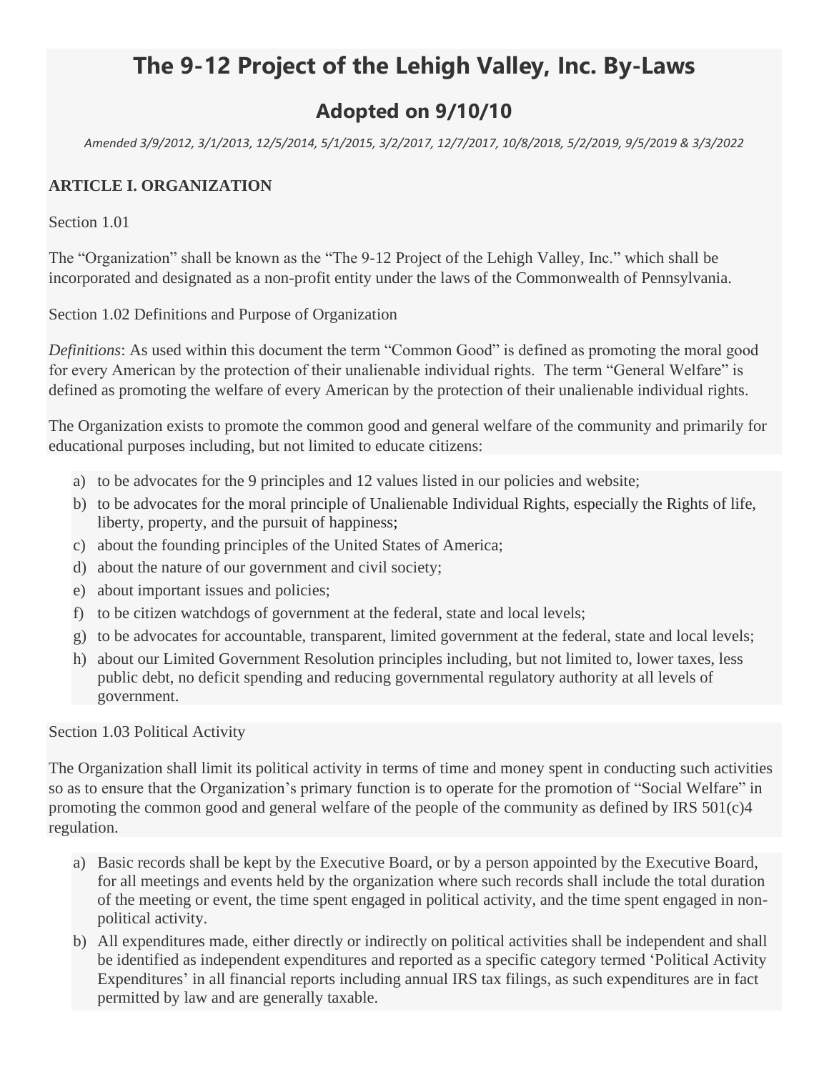# The 9-12 Project of the Lehigh Valley, Inc. By-Laws

## Adopted on 9/10/10

*Amended 3/9/2012, 3/1/2013, 12/5/2014, 5/1/2015, 3/2/2017, 12/7/2017, 10/8/2018, 5/2/2019, 9/5/2019 & 3/3/2022*

**ARTICLE I. ORGANIZATION**

Section 1.01

The "Organization" shall be known as the "The 9-12 Project of the Lehigh Valley, Inc." which shall be incorporated and designated as a non-profit entity under the laws of the Commonwealth of Pennsylvania.

Section 1.02 Definitions and Purpose of Organization

*Definitions*: As used within this document the term "Common Good" is defined as promoting the moral good for every American by the protection of their unalienable individual rights. The term "General Welfare" is defined as promoting the welfare of every American by the protection of their unalienable individual rights.

The Organization exists to promote the common good and general welfare of the community and primarily for educational purposes including, but not limited to educate citizens:

a) to be advocates for the 9 principles and 12 values listed in our policies and website;
b) to be advocates for the moral principle of Unalienable Individual Rights, especially the Rights of life, liberty, property, and the pursuit of happiness;
c) about the founding principles of the United States of America;
d) about the nature of our government and civil society;
e) about important issues and policies;
f) to be citizen watchdogs of government at the federal, state and local levels;
g) to be advocates for accountable, transparent, limited government at the federal, state and local levels;
h) about our Limited Government Resolution principles including, but not limited to, lower taxes, less public debt, no deficit spending and reducing governmental regulatory authority at all levels of government.

Section 1.03 Political Activity

The Organization shall limit its political activity in terms of time and money spent in conducting such activities so as to ensure that the Organization's primary function is to operate for the promotion of "Social Welfare" in promoting the common good and general welfare of the people of the community as defined by IRS 501(c)4 regulation.

a) Basic records shall be kept by the Executive Board, or by a person appointed by the Executive Board, for all meetings and events held by the organization where such records shall include the total duration of the meeting or event, the time spent engaged in political activity, and the time spent engaged in non-political activity.
b) All expenditures made, either directly or indirectly on political activities shall be independent and shall be identified as independent expenditures and reported as a specific category termed 'Political Activity Expenditures' in all financial reports including annual IRS tax filings, as such expenditures are in fact permitted by law and are generally taxable.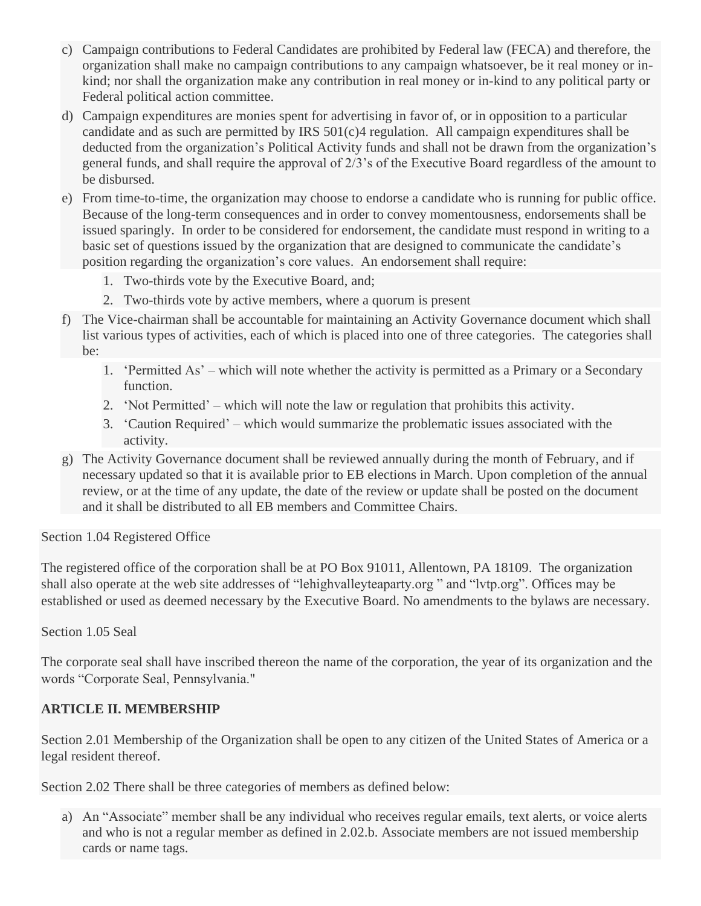c) Campaign contributions to Federal Candidates are prohibited by Federal law (FECA) and therefore, the organization shall make no campaign contributions to any campaign whatsoever, be it real money or in-kind; nor shall the organization make any contribution in real money or in-kind to any political party or Federal political action committee.

d) Campaign expenditures are monies spent for advertising in favor of, or in opposition to a particular candidate and as such are permitted by IRS 501(c)4 regulation. All campaign expenditures shall be deducted from the organization's Political Activity funds and shall not be drawn from the organization's general funds, and shall require the approval of 2/3's of the Executive Board regardless of the amount to be disbursed.

e) From time-to-time, the organization may choose to endorse a candidate who is running for public office. Because of the long-term consequences and in order to convey momentousness, endorsements shall be issued sparingly. In order to be considered for endorsement, the candidate must respond in writing to a basic set of questions issued by the organization that are designed to communicate the candidate's position regarding the organization's core values. An endorsement shall require:

   1. Two-thirds vote by the Executive Board, and;
   2. Two-thirds vote by active members, where a quorum is present

f) The Vice-chairman shall be accountable for maintaining an Activity Governance document which shall list various types of activities, each of which is placed into one of three categories. The categories shall be:

   1. 'Permitted As' – which will note whether the activity is permitted as a Primary or a Secondary function.
   2. 'Not Permitted' – which will note the law or regulation that prohibits this activity.
   3. 'Caution Required' – which would summarize the problematic issues associated with the activity.

g) The Activity Governance document shall be reviewed annually during the month of February, and if necessary updated so that it is available prior to EB elections in March. Upon completion of the annual review, or at the time of any update, the date of the review or update shall be posted on the document and it shall be distributed to all EB members and Committee Chairs.

Section 1.04 Registered Office

The registered office of the corporation shall be at PO Box 91011, Allentown, PA 18109. The organization shall also operate at the web site addresses of "lehighvalleyteaparty.org " and "lvtp.org". Offices may be established or used as deemed necessary by the Executive Board. No amendments to the bylaws are necessary.

Section 1.05 Seal

The corporate seal shall have inscribed thereon the name of the corporation, the year of its organization and the words "Corporate Seal, Pennsylvania."

**ARTICLE II. MEMBERSHIP**

Section 2.01 Membership of the Organization shall be open to any citizen of the United States of America or a legal resident thereof.

Section 2.02 There shall be three categories of members as defined below:

a) An "Associate" member shall be any individual who receives regular emails, text alerts, or voice alerts and who is not a regular member as defined in 2.02.b. Associate members are not issued membership cards or name tags.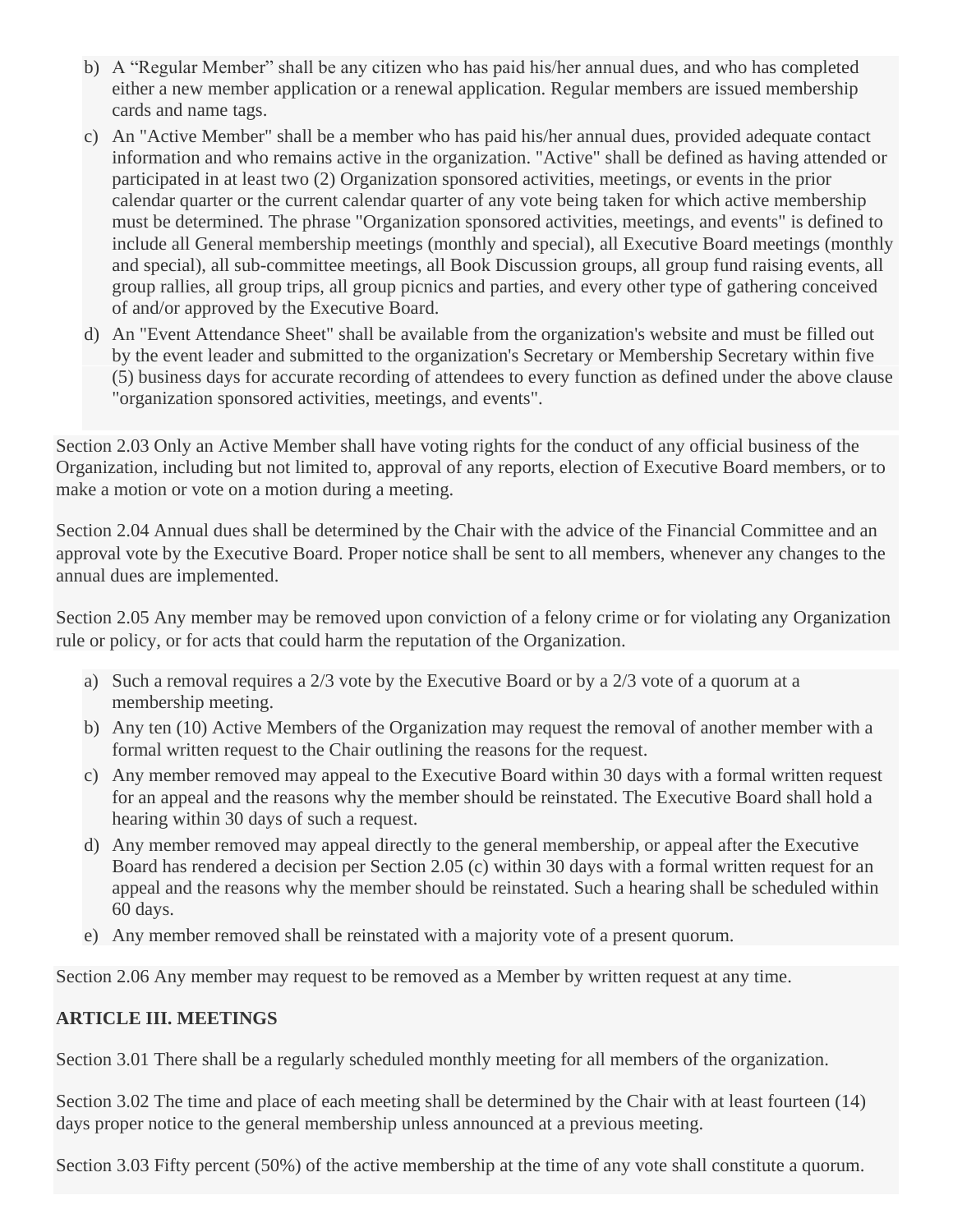b) A “Regular Member” shall be any citizen who has paid his/her annual dues, and who has completed either a new member application or a renewal application. Regular members are issued membership cards and name tags.

c) An "Active Member" shall be a member who has paid his/her annual dues, provided adequate contact information and who remains active in the organization. "Active" shall be defined as having attended or participated in at least two (2) Organization sponsored activities, meetings, or events in the prior calendar quarter or the current calendar quarter of any vote being taken for which active membership must be determined. The phrase "Organization sponsored activities, meetings, and events" is defined to include all General membership meetings (monthly and special), all Executive Board meetings (monthly and special), all sub-committee meetings, all Book Discussion groups, all group fund raising events, all group rallies, all group trips, all group picnics and parties, and every other type of gathering conceived of and/or approved by the Executive Board.

d) An "Event Attendance Sheet" shall be available from the organization's website and must be filled out by the event leader and submitted to the organization's Secretary or Membership Secretary within five (5) business days for accurate recording of attendees to every function as defined under the above clause "organization sponsored activities, meetings, and events".

Section 2.03 Only an Active Member shall have voting rights for the conduct of any official business of the Organization, including but not limited to, approval of any reports, election of Executive Board members, or to make a motion or vote on a motion during a meeting.

Section 2.04 Annual dues shall be determined by the Chair with the advice of the Financial Committee and an approval vote by the Executive Board. Proper notice shall be sent to all members, whenever any changes to the annual dues are implemented.

Section 2.05 Any member may be removed upon conviction of a felony crime or for violating any Organization rule or policy, or for acts that could harm the reputation of the Organization.

a) Such a removal requires a 2/3 vote by the Executive Board or by a 2/3 vote of a quorum at a membership meeting.

b) Any ten (10) Active Members of the Organization may request the removal of another member with a formal written request to the Chair outlining the reasons for the request.

c) Any member removed may appeal to the Executive Board within 30 days with a formal written request for an appeal and the reasons why the member should be reinstated. The Executive Board shall hold a hearing within 30 days of such a request.

d) Any member removed may appeal directly to the general membership, or appeal after the Executive Board has rendered a decision per Section 2.05 (c) within 30 days with a formal written request for an appeal and the reasons why the member should be reinstated. Such a hearing shall be scheduled within 60 days.

e) Any member removed shall be reinstated with a majority vote of a present quorum.

Section 2.06 Any member may request to be removed as a Member by written request at any time.

**ARTICLE III. MEETINGS**

Section 3.01 There shall be a regularly scheduled monthly meeting for all members of the organization.

Section 3.02 The time and place of each meeting shall be determined by the Chair with at least fourteen (14) days proper notice to the general membership unless announced at a previous meeting.

Section 3.03 Fifty percent (50%) of the active membership at the time of any vote shall constitute a quorum.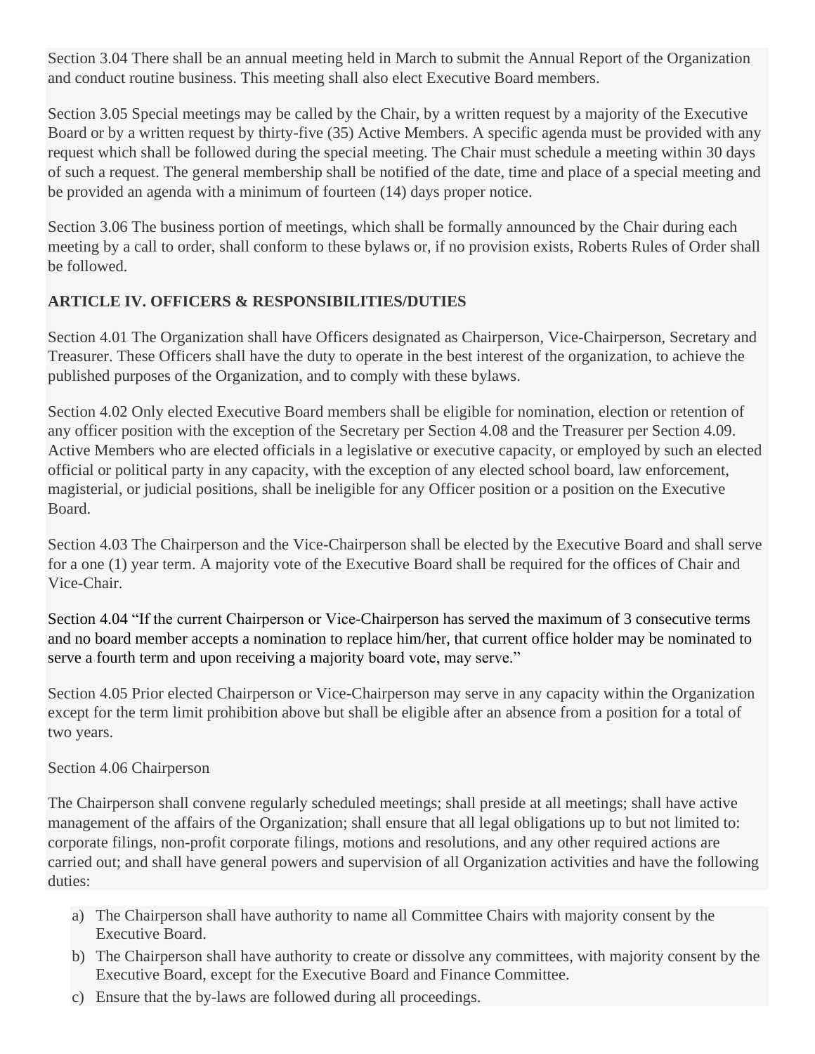Section 3.04 There shall be an annual meeting held in March to submit the Annual Report of the Organization and conduct routine business. This meeting shall also elect Executive Board members.

Section 3.05 Special meetings may be called by the Chair, by a written request by a majority of the Executive Board or by a written request by thirty-five (35) Active Members. A specific agenda must be provided with any request which shall be followed during the special meeting. The Chair must schedule a meeting within 30 days of such a request. The general membership shall be notified of the date, time and place of a special meeting and be provided an agenda with a minimum of fourteen (14) days proper notice.

Section 3.06 The business portion of meetings, which shall be formally announced by the Chair during each meeting by a call to order, shall conform to these bylaws or, if no provision exists, Roberts Rules of Order shall be followed.

**ARTICLE IV. OFFICERS & RESPONSIBILITIES/DUTIES**

Section 4.01 The Organization shall have Officers designated as Chairperson, Vice-Chairperson, Secretary and Treasurer. These Officers shall have the duty to operate in the best interest of the organization, to achieve the published purposes of the Organization, and to comply with these bylaws.

Section 4.02 Only elected Executive Board members shall be eligible for nomination, election or retention of any officer position with the exception of the Secretary per Section 4.08 and the Treasurer per Section 4.09. Active Members who are elected officials in a legislative or executive capacity, or employed by such an elected official or political party in any capacity, with the exception of any elected school board, law enforcement, magisterial, or judicial positions, shall be ineligible for any Officer position or a position on the Executive Board.

Section 4.03 The Chairperson and the Vice-Chairperson shall be elected by the Executive Board and shall serve for a one (1) year term. A majority vote of the Executive Board shall be required for the offices of Chair and Vice-Chair.

Section 4.04 "If the current Chairperson or Vice-Chairperson has served the maximum of 3 consecutive terms and no board member accepts a nomination to replace him/her, that current office holder may be nominated to serve a fourth term and upon receiving a majority board vote, may serve."

Section 4.05 Prior elected Chairperson or Vice-Chairperson may serve in any capacity within the Organization except for the term limit prohibition above but shall be eligible after an absence from a position for a total of two years.

Section 4.06 Chairperson

The Chairperson shall convene regularly scheduled meetings; shall preside at all meetings; shall have active management of the affairs of the Organization; shall ensure that all legal obligations up to but not limited to: corporate filings, non-profit corporate filings, motions and resolutions, and any other required actions are carried out; and shall have general powers and supervision of all Organization activities and have the following duties:

a) The Chairperson shall have authority to name all Committee Chairs with majority consent by the Executive Board.
b) The Chairperson shall have authority to create or dissolve any committees, with majority consent by the Executive Board, except for the Executive Board and Finance Committee.
c) Ensure that the by-laws are followed during all proceedings.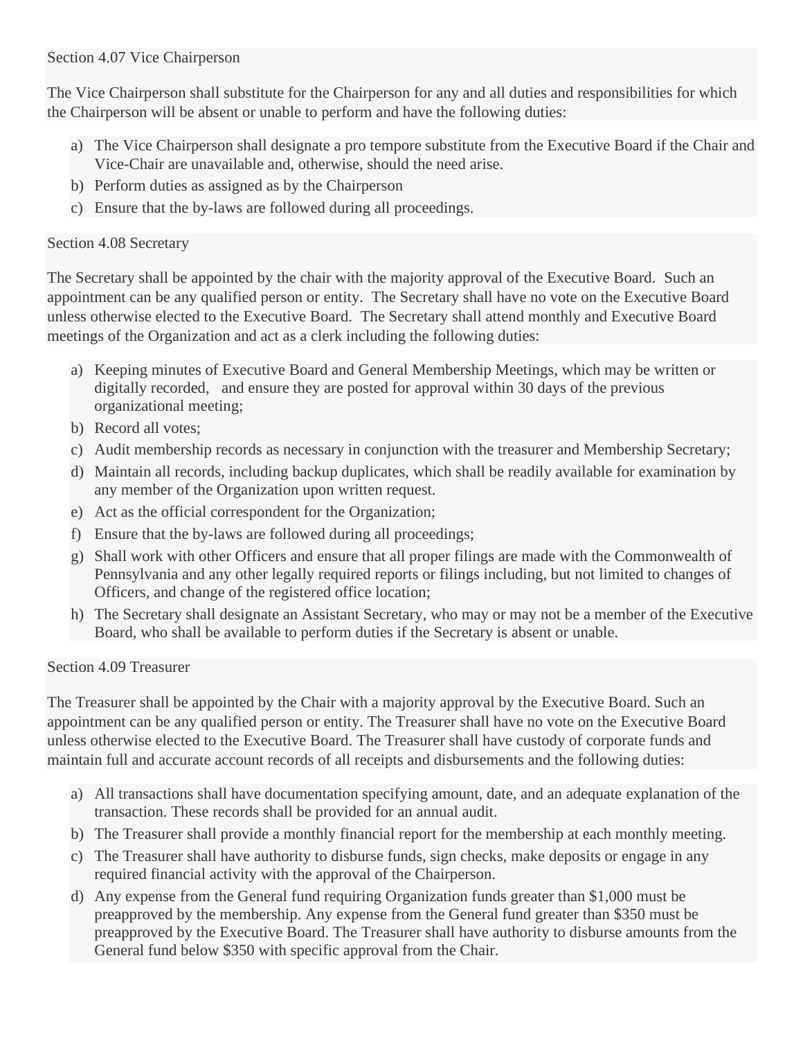Section 4.07 Vice Chairperson

The Vice Chairperson shall substitute for the Chairperson for any and all duties and responsibilities for which the Chairperson will be absent or unable to perform and have the following duties:

a) The Vice Chairperson shall designate a pro tempore substitute from the Executive Board if the Chair and Vice-Chair are unavailable and, otherwise, should the need arise.
b) Perform duties as assigned as by the Chairperson
c) Ensure that the by-laws are followed during all proceedings.

Section 4.08 Secretary

The Secretary shall be appointed by the chair with the majority approval of the Executive Board. Such an appointment can be any qualified person or entity. The Secretary shall have no vote on the Executive Board unless otherwise elected to the Executive Board. The Secretary shall attend monthly and Executive Board meetings of the Organization and act as a clerk including the following duties:

a) Keeping minutes of Executive Board and General Membership Meetings, which may be written or digitally recorded, and ensure they are posted for approval within 30 days of the previous organizational meeting;
b) Record all votes;
c) Audit membership records as necessary in conjunction with the treasurer and Membership Secretary;
d) Maintain all records, including backup duplicates, which shall be readily available for examination by any member of the Organization upon written request.
e) Act as the official correspondent for the Organization;
f) Ensure that the by-laws are followed during all proceedings;
g) Shall work with other Officers and ensure that all proper filings are made with the Commonwealth of Pennsylvania and any other legally required reports or filings including, but not limited to changes of Officers, and change of the registered office location;
h) The Secretary shall designate an Assistant Secretary, who may or may not be a member of the Executive Board, who shall be available to perform duties if the Secretary is absent or unable.

Section 4.09 Treasurer

The Treasurer shall be appointed by the Chair with a majority approval by the Executive Board. Such an appointment can be any qualified person or entity. The Treasurer shall have no vote on the Executive Board unless otherwise elected to the Executive Board. The Treasurer shall have custody of corporate funds and maintain full and accurate account records of all receipts and disbursements and the following duties:

a) All transactions shall have documentation specifying amount, date, and an adequate explanation of the transaction. These records shall be provided for an annual audit.
b) The Treasurer shall provide a monthly financial report for the membership at each monthly meeting.
c) The Treasurer shall have authority to disburse funds, sign checks, make deposits or engage in any required financial activity with the approval of the Chairperson.
d) Any expense from the General fund requiring Organization funds greater than $1,000 must be preapproved by the membership. Any expense from the General fund greater than $350 must be preapproved by the Executive Board. The Treasurer shall have authority to disburse amounts from the General fund below $350 with specific approval from the Chair.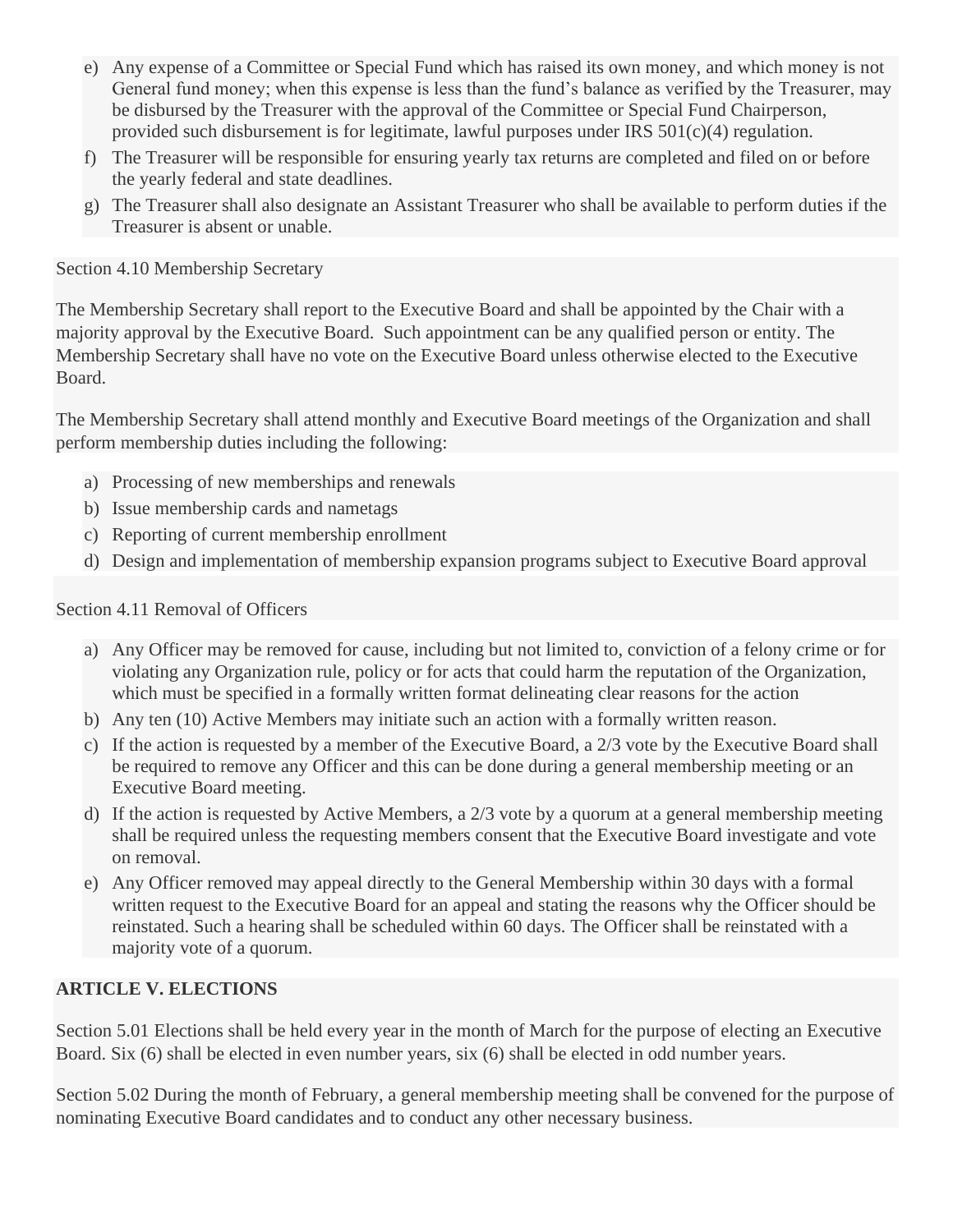e) Any expense of a Committee or Special Fund which has raised its own money, and which money is not General fund money; when this expense is less than the fund's balance as verified by the Treasurer, may be disbursed by the Treasurer with the approval of the Committee or Special Fund Chairperson, provided such disbursement is for legitimate, lawful purposes under IRS 501(c)(4) regulation.
f) The Treasurer will be responsible for ensuring yearly tax returns are completed and filed on or before the yearly federal and state deadlines.
g) The Treasurer shall also designate an Assistant Treasurer who shall be available to perform duties if the Treasurer is absent or unable.

Section 4.10 Membership Secretary

The Membership Secretary shall report to the Executive Board and shall be appointed by the Chair with a majority approval by the Executive Board. Such appointment can be any qualified person or entity. The Membership Secretary shall have no vote on the Executive Board unless otherwise elected to the Executive Board.

The Membership Secretary shall attend monthly and Executive Board meetings of the Organization and shall perform membership duties including the following:

a) Processing of new memberships and renewals
b) Issue membership cards and nametags
c) Reporting of current membership enrollment
d) Design and implementation of membership expansion programs subject to Executive Board approval

Section 4.11 Removal of Officers

a) Any Officer may be removed for cause, including but not limited to, conviction of a felony crime or for violating any Organization rule, policy or for acts that could harm the reputation of the Organization, which must be specified in a formally written format delineating clear reasons for the action
b) Any ten (10) Active Members may initiate such an action with a formally written reason.
c) If the action is requested by a member of the Executive Board, a 2/3 vote by the Executive Board shall be required to remove any Officer and this can be done during a general membership meeting or an Executive Board meeting.
d) If the action is requested by Active Members, a 2/3 vote by a quorum at a general membership meeting shall be required unless the requesting members consent that the Executive Board investigate and vote on removal.
e) Any Officer removed may appeal directly to the General Membership within 30 days with a formal written request to the Executive Board for an appeal and stating the reasons why the Officer should be reinstated. Such a hearing shall be scheduled within 60 days. The Officer shall be reinstated with a majority vote of a quorum.

**ARTICLE V. ELECTIONS**

Section 5.01 Elections shall be held every year in the month of March for the purpose of electing an Executive Board. Six (6) shall be elected in even number years, six (6) shall be elected in odd number years.

Section 5.02 During the month of February, a general membership meeting shall be convened for the purpose of nominating Executive Board candidates and to conduct any other necessary business.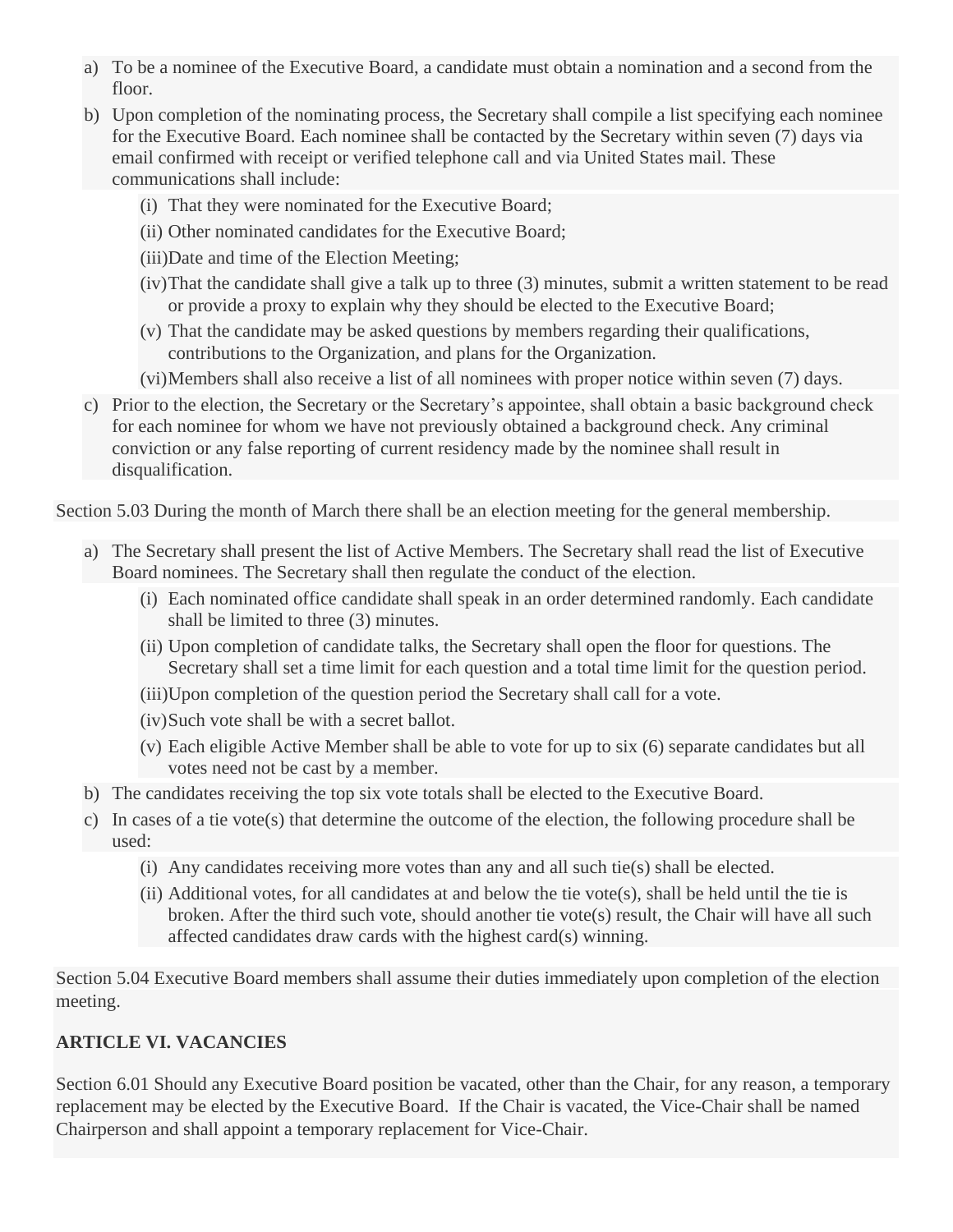a) To be a nominee of the Executive Board, a candidate must obtain a nomination and a second from the floor.

b) Upon completion of the nominating process, the Secretary shall compile a list specifying each nominee for the Executive Board. Each nominee shall be contacted by the Secretary within seven (7) days via email confirmed with receipt or verified telephone call and via United States mail. These communications shall include:

   (i) That they were nominated for the Executive Board;

   (ii) Other nominated candidates for the Executive Board;

   (iii) Date and time of the Election Meeting;

   (iv) That the candidate shall give a talk up to three (3) minutes, submit a written statement to be read or provide a proxy to explain why they should be elected to the Executive Board;

   (v) That the candidate may be asked questions by members regarding their qualifications, contributions to the Organization, and plans for the Organization.

   (vi) Members shall also receive a list of all nominees with proper notice within seven (7) days.

c) Prior to the election, the Secretary or the Secretary's appointee, shall obtain a basic background check for each nominee for whom we have not previously obtained a background check. Any criminal conviction or any false reporting of current residency made by the nominee shall result in disqualification.

Section 5.03 During the month of March there shall be an election meeting for the general membership.

a) The Secretary shall present the list of Active Members. The Secretary shall read the list of Executive Board nominees. The Secretary shall then regulate the conduct of the election.

   (i) Each nominated office candidate shall speak in an order determined randomly. Each candidate shall be limited to three (3) minutes.

   (ii) Upon completion of candidate talks, the Secretary shall open the floor for questions. The Secretary shall set a time limit for each question and a total time limit for the question period.

   (iii) Upon completion of the question period the Secretary shall call for a vote.

   (iv) Such vote shall be with a secret ballot.

   (v) Each eligible Active Member shall be able to vote for up to six (6) separate candidates but all votes need not be cast by a member.

b) The candidates receiving the top six vote totals shall be elected to the Executive Board.

c) In cases of a tie vote(s) that determine the outcome of the election, the following procedure shall be used:

   (i) Any candidates receiving more votes than any and all such tie(s) shall be elected.

   (ii) Additional votes, for all candidates at and below the tie vote(s), shall be held until the tie is broken. After the third such vote, should another tie vote(s) result, the Chair will have all such affected candidates draw cards with the highest card(s) winning.

Section 5.04 Executive Board members shall assume their duties immediately upon completion of the election meeting.

**ARTICLE VI. VACANCIES**

Section 6.01 Should any Executive Board position be vacated, other than the Chair, for any reason, a temporary replacement may be elected by the Executive Board. If the Chair is vacated, the Vice-Chair shall be named Chairperson and shall appoint a temporary replacement for Vice-Chair.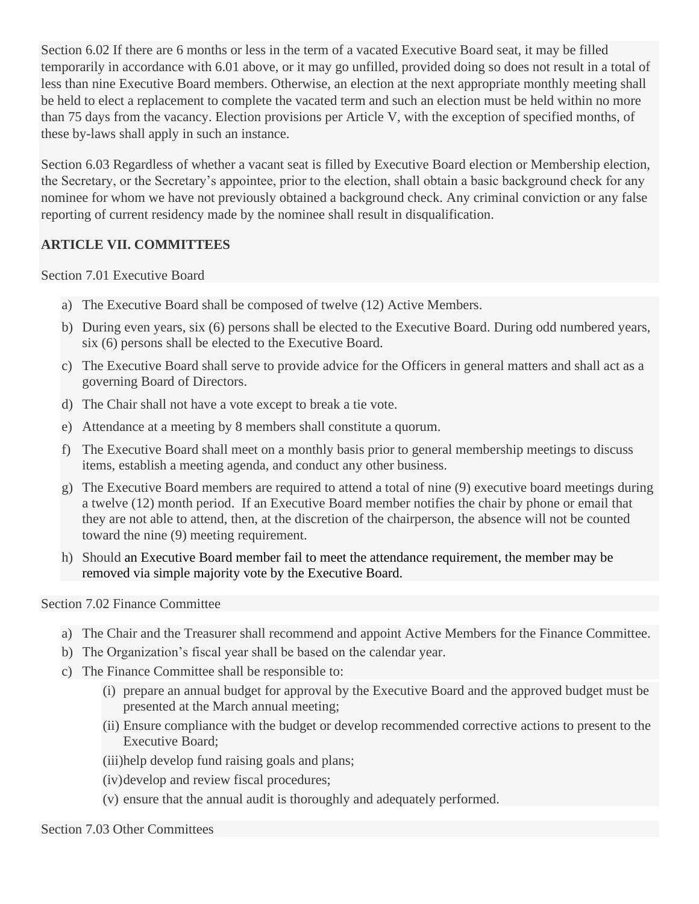Section 6.02 If there are 6 months or less in the term of a vacated Executive Board seat, it may be filled temporarily in accordance with 6.01 above, or it may go unfilled, provided doing so does not result in a total of less than nine Executive Board members. Otherwise, an election at the next appropriate monthly meeting shall be held to elect a replacement to complete the vacated term and such an election must be held within no more than 75 days from the vacancy. Election provisions per Article V, with the exception of specified months, of these by-laws shall apply in such an instance.

Section 6.03 Regardless of whether a vacant seat is filled by Executive Board election or Membership election, the Secretary, or the Secretary's appointee, prior to the election, shall obtain a basic background check for any nominee for whom we have not previously obtained a background check. Any criminal conviction or any false reporting of current residency made by the nominee shall result in disqualification.

**ARTICLE VII. COMMITTEES**

Section 7.01 Executive Board

a) The Executive Board shall be composed of twelve (12) Active Members.
b) During even years, six (6) persons shall be elected to the Executive Board. During odd numbered years, six (6) persons shall be elected to the Executive Board.
c) The Executive Board shall serve to provide advice for the Officers in general matters and shall act as a governing Board of Directors.
d) The Chair shall not have a vote except to break a tie vote.
e) Attendance at a meeting by 8 members shall constitute a quorum.
f) The Executive Board shall meet on a monthly basis prior to general membership meetings to discuss items, establish a meeting agenda, and conduct any other business.
g) The Executive Board members are required to attend a total of nine (9) executive board meetings during a twelve (12) month period. If an Executive Board member notifies the chair by phone or email that they are not able to attend, then, at the discretion of the chairperson, the absence will not be counted toward the nine (9) meeting requirement.
h) Should an Executive Board member fail to meet the attendance requirement, the member may be removed via simple majority vote by the Executive Board.

Section 7.02 Finance Committee

a) The Chair and the Treasurer shall recommend and appoint Active Members for the Finance Committee.
b) The Organization's fiscal year shall be based on the calendar year.
c) The Finance Committee shall be responsible to:
   (i) prepare an annual budget for approval by the Executive Board and the approved budget must be presented at the March annual meeting;
   (ii) Ensure compliance with the budget or develop recommended corrective actions to present to the Executive Board;
   (iii) help develop fund raising goals and plans;
   (iv) develop and review fiscal procedures;
   (v) ensure that the annual audit is thoroughly and adequately performed.

Section 7.03 Other Committees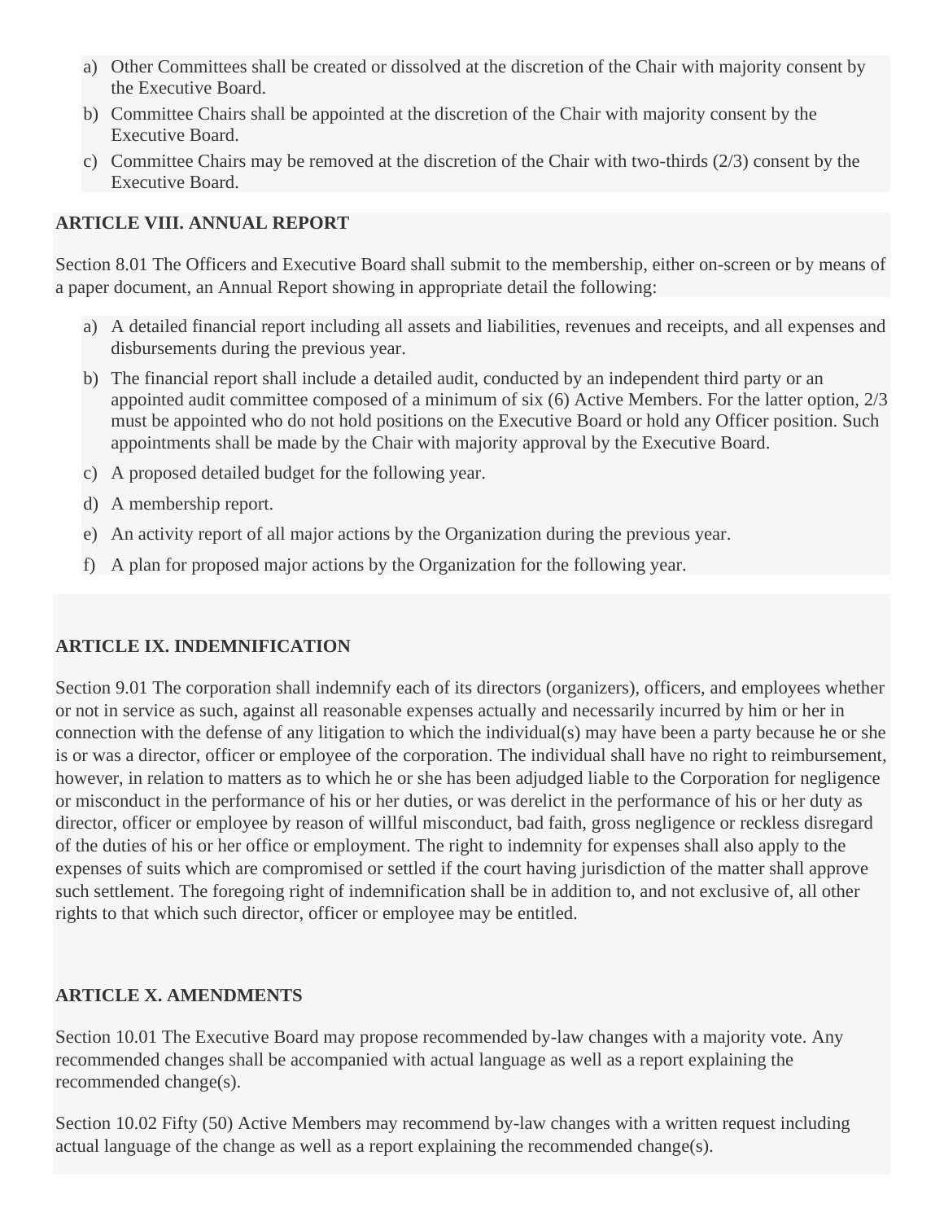a) Other Committees shall be created or dissolved at the discretion of the Chair with majority consent by the Executive Board.
b) Committee Chairs shall be appointed at the discretion of the Chair with majority consent by the Executive Board.
c) Committee Chairs may be removed at the discretion of the Chair with two-thirds (2/3) consent by the Executive Board.

**ARTICLE VIII. ANNUAL REPORT**

Section 8.01 The Officers and Executive Board shall submit to the membership, either on-screen or by means of a paper document, an Annual Report showing in appropriate detail the following:

a) A detailed financial report including all assets and liabilities, revenues and receipts, and all expenses and disbursements during the previous year.
b) The financial report shall include a detailed audit, conducted by an independent third party or an appointed audit committee composed of a minimum of six (6) Active Members. For the latter option, 2/3 must be appointed who do not hold positions on the Executive Board or hold any Officer position. Such appointments shall be made by the Chair with majority approval by the Executive Board.
c) A proposed detailed budget for the following year.
d) A membership report.
e) An activity report of all major actions by the Organization during the previous year.
f) A plan for proposed major actions by the Organization for the following year.

**ARTICLE IX. INDEMNIFICATION**

Section 9.01 The corporation shall indemnify each of its directors (organizers), officers, and employees whether or not in service as such, against all reasonable expenses actually and necessarily incurred by him or her in connection with the defense of any litigation to which the individual(s) may have been a party because he or she is or was a director, officer or employee of the corporation. The individual shall have no right to reimbursement, however, in relation to matters as to which he or she has been adjudged liable to the Corporation for negligence or misconduct in the performance of his or her duties, or was derelict in the performance of his or her duty as director, officer or employee by reason of willful misconduct, bad faith, gross negligence or reckless disregard of the duties of his or her office or employment. The right to indemnity for expenses shall also apply to the expenses of suits which are compromised or settled if the court having jurisdiction of the matter shall approve such settlement. The foregoing right of indemnification shall be in addition to, and not exclusive of, all other rights to that which such director, officer or employee may be entitled.

**ARTICLE X. AMENDMENTS**

Section 10.01 The Executive Board may propose recommended by-law changes with a majority vote. Any recommended changes shall be accompanied with actual language as well as a report explaining the recommended change(s).

Section 10.02 Fifty (50) Active Members may recommend by-law changes with a written request including actual language of the change as well as a report explaining the recommended change(s).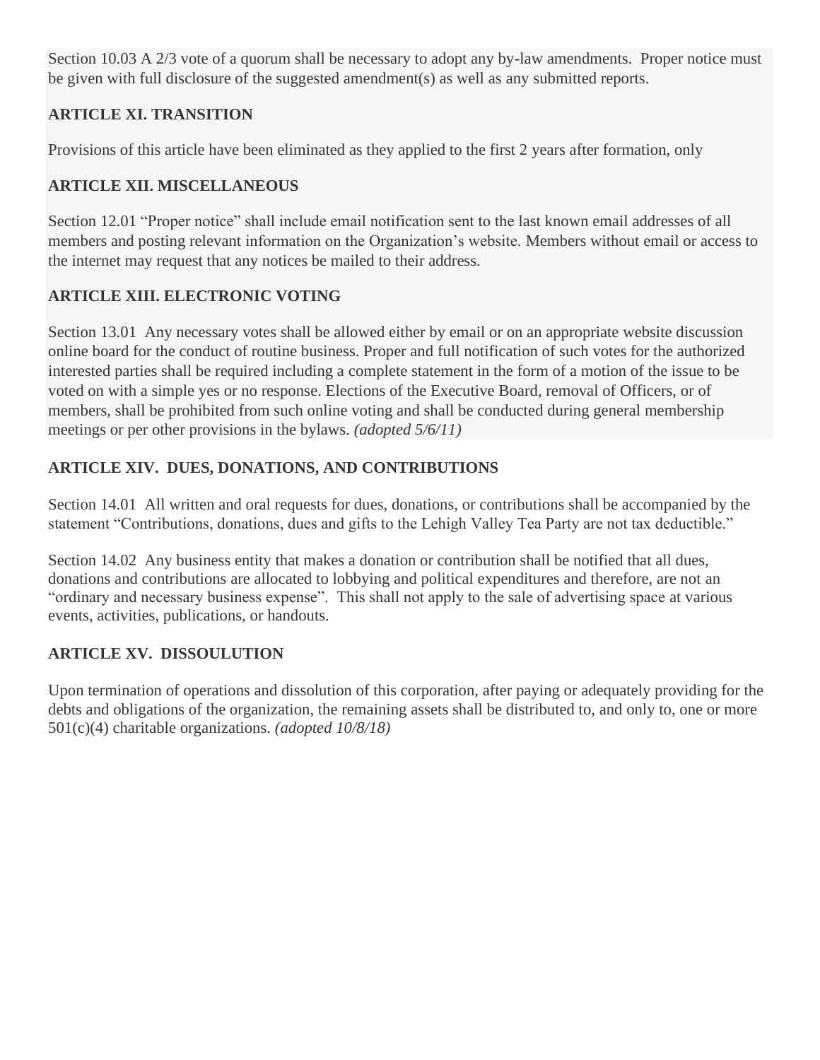Section 10.03 A 2/3 vote of a quorum shall be necessary to adopt any by-law amendments. Proper notice must be given with full disclosure of the suggested amendment(s) as well as any submitted reports.

## ARTICLE XI. TRANSITION

Provisions of this article have been eliminated as they applied to the first 2 years after formation, only

## ARTICLE XII. MISCELLANEOUS

Section 12.01 "Proper notice" shall include email notification sent to the last known email addresses of all members and posting relevant information on the Organization's website. Members without email or access to the internet may request that any notices be mailed to their address.

## ARTICLE XIII. ELECTRONIC VOTING

Section 13.01 Any necessary votes shall be allowed either by email or on an appropriate website discussion online board for the conduct of routine business. Proper and full notification of such votes for the authorized interested parties shall be required including a complete statement in the form of a motion of the issue to be voted on with a simple yes or no response. Elections of the Executive Board, removal of Officers, or of members, shall be prohibited from such online voting and shall be conducted during general membership meetings or per other provisions in the bylaws. *(adopted 5/6/11)*

## ARTICLE XIV. DUES, DONATIONS, AND CONTRIBUTIONS

Section 14.01 All written and oral requests for dues, donations, or contributions shall be accompanied by the statement "Contributions, donations, dues and gifts to the Lehigh Valley Tea Party are not tax deductible."

Section 14.02 Any business entity that makes a donation or contribution shall be notified that all dues, donations and contributions are allocated to lobbying and political expenditures and therefore, are not an "ordinary and necessary business expense". This shall not apply to the sale of advertising space at various events, activities, publications, or handouts.

## ARTICLE XV. DISSOULUTION

Upon termination of operations and dissolution of this corporation, after paying or adequately providing for the debts and obligations of the organization, the remaining assets shall be distributed to, and only to, one or more 501(c)(4) charitable organizations. *(adopted 10/8/18)*